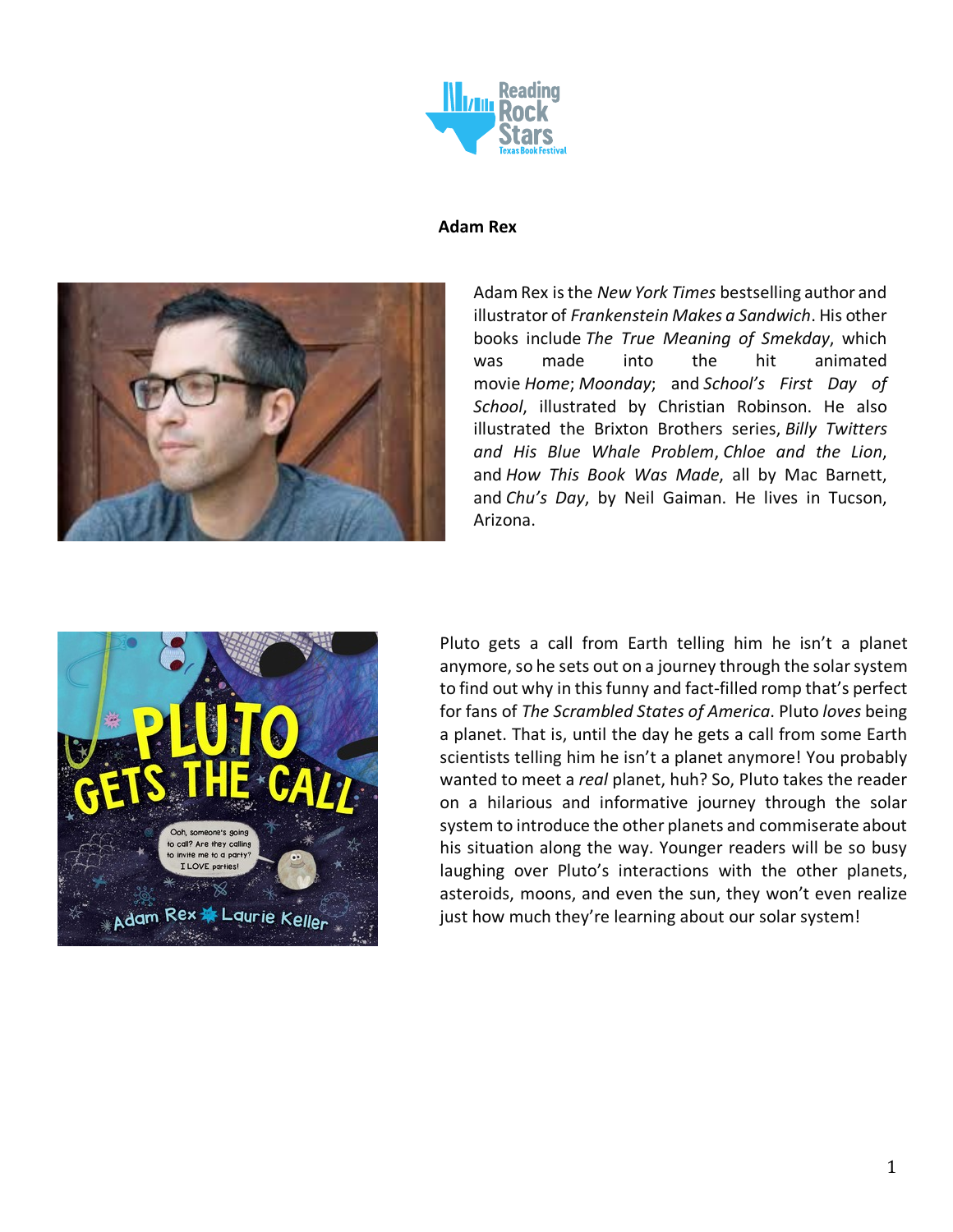## Adam Rex

Adam Rex is the *New York Times* bestselling author and illustrator of *Frankenstein Makes a Sandwich*. His other books include *The True Meaning of Smekday*, which was made into the hit animated movie *Home*; *Moonday*; and *School's First Day of School*, illustrated by Christian Robinson. He also illustrated the Brixton Brothers series, *Billy Twitters and His Blue Whale Problem*, *Chloe and the Lion*, and *How This Book Was Made*, all by Mac Barnett, and *Chu's Day*, by Neil Gaiman. He lives in Tucson, Arizona.

Pluto gets a call from Earth telling him he isn't a planet anymore, so he sets out on a journey through the solar system to find out why in this funny and fact-filled romp that's perfect for fans of *The Scrambled States of America*. Pluto *loves* being a planet. That is, until the day he gets a call from some Earth scientists telling him he isn't a planet anymore! You probably wanted to meet a *real* planet, huh? So, Pluto takes the reader on a hilarious and informative journey through the solar system to introduce the other planets and commiserate about his situation along the way. Younger readers will be so busy laughing over Pluto's interactions with the other planets, asteroids, moons, and even the sun, they won't even realize just how much they're learning about our solar system!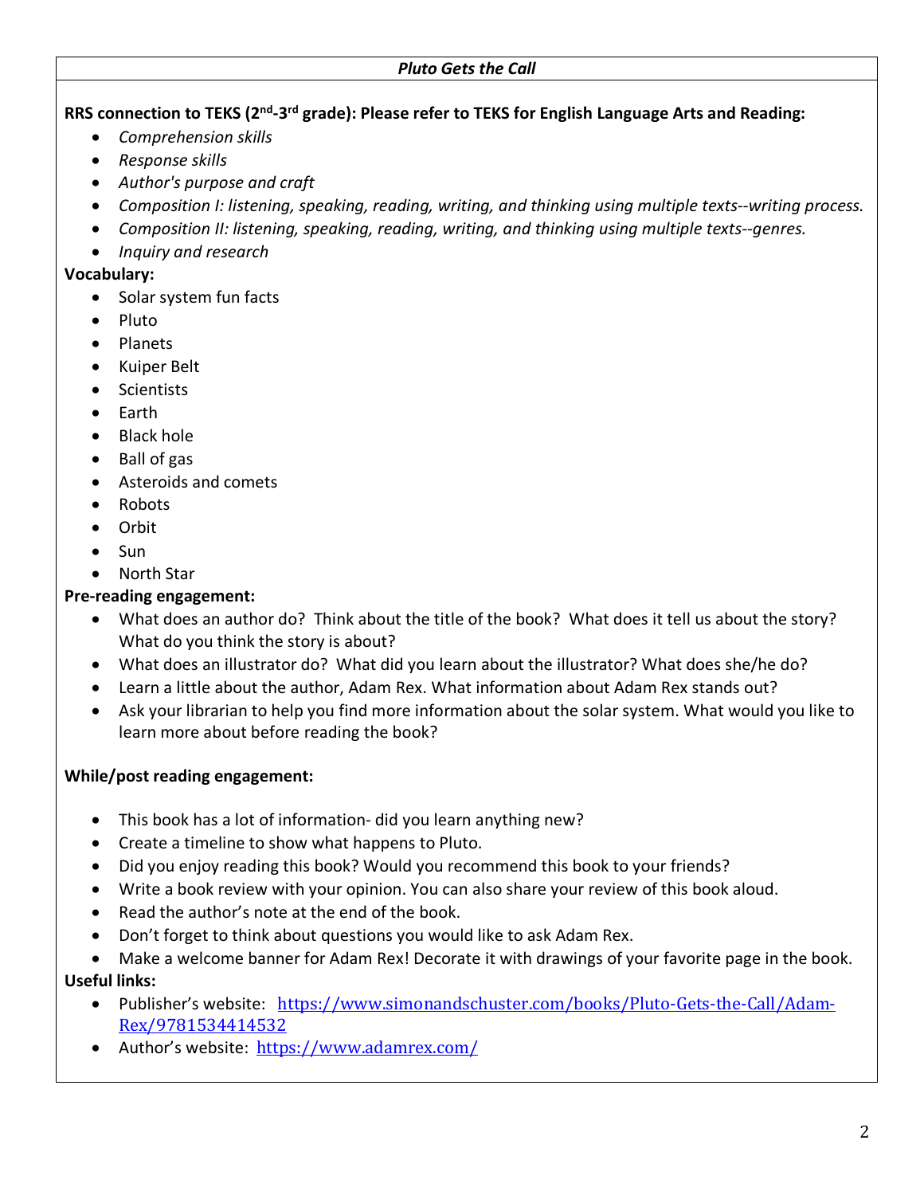***Pluto Gets the Call***

**RRS connection to TEKS (2nd-3rd grade): Please refer to TEKS for English Language Arts and Reading:**

- *Comprehension skills*
- *Response skills*
- *Author's purpose and craft*
- *Composition I: listening, speaking, reading, writing, and thinking using multiple texts--writing process.*
- *Composition II: listening, speaking, reading, writing, and thinking using multiple texts--genres.*
- *Inquiry and research*

**Vocabulary:**

- Solar system fun facts
- Pluto
- Planets
- Kuiper Belt
- Scientists
- Earth
- Black hole
- Ball of gas
- Asteroids and comets
- Robots
- Orbit
- Sun
- North Star

**Pre-reading engagement:**

- What does an author do? Think about the title of the book? What does it tell us about the story? What do you think the story is about?
- What does an illustrator do? What did you learn about the illustrator? What does she/he do?
- Learn a little about the author, Adam Rex. What information about Adam Rex stands out?
- Ask your librarian to help you find more information about the solar system. What would you like to learn more about before reading the book?

**While/post reading engagement:**

- This book has a lot of information- did you learn anything new?
- Create a timeline to show what happens to Pluto.
- Did you enjoy reading this book? Would you recommend this book to your friends?
- Write a book review with your opinion. You can also share your review of this book aloud.
- Read the author's note at the end of the book.
- Don't forget to think about questions you would like to ask Adam Rex.
- Make a welcome banner for Adam Rex! Decorate it with drawings of your favorite page in the book.

**Useful links:**

- Publisher's website: https://www.simonandschuster.com/books/Pluto-Gets-the-Call/Adam-Rex/9781534414532
- Author's website: https://www.adamrex.com/